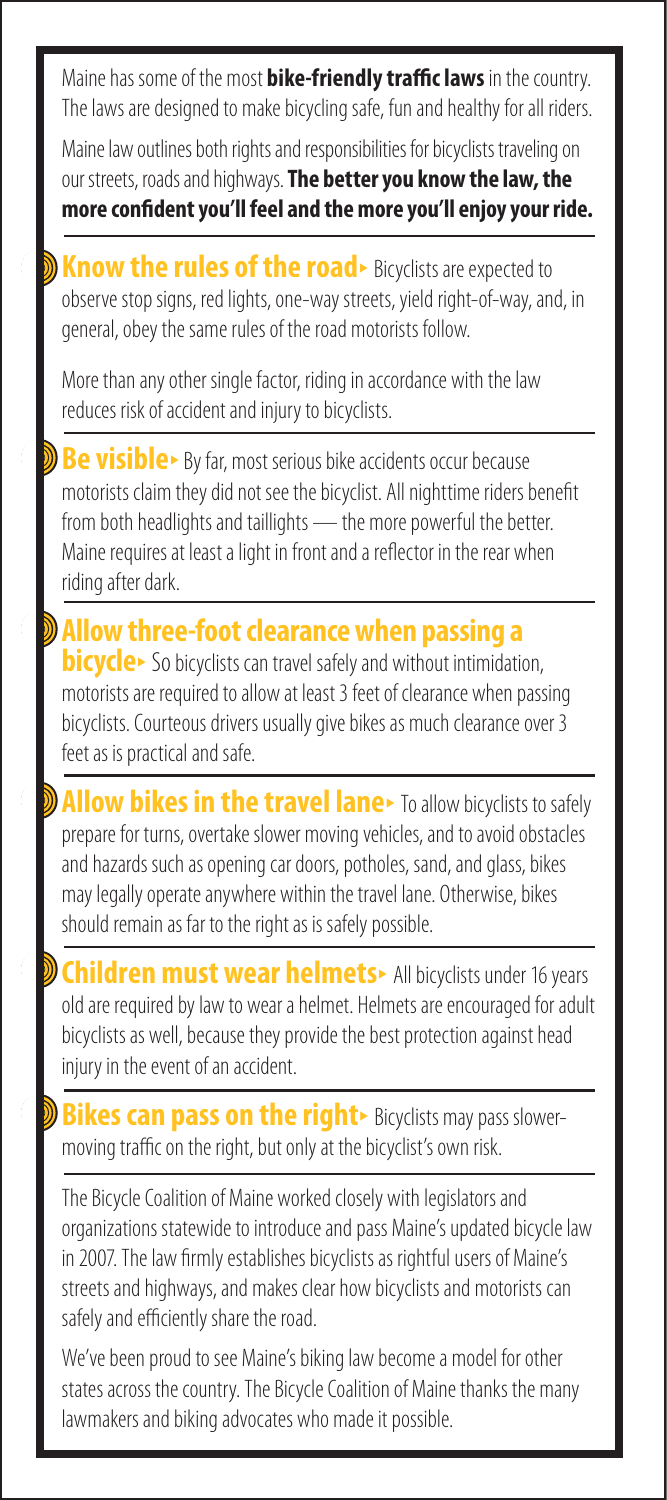Maine has some of the most **bike-friendly traffic laws** in the country. The laws are designed to make bicycling safe, fun and healthy for all riders.

Maine law outlines both rights and responsibilities for bicyclists traveling on our streets, roads and highways. **The better you know the law, the more confident you'll feel and the more you'll enjoy your ride.**

**Know the rules of the road ▸** Bicyclists are expected to observe stop signs, red lights, one-way streets, yield right-of-way, and, in general, obey the same rules of the road motorists follow.

More than any other single factor, riding in accordance with the law reduces risk of accident and injury to bicyclists.

**Be visible ▸** By far, most serious bike accidents occur because motorists claim they did not see the bicyclist. All nighttime riders benefit from both headlights and taillights — the more powerful the better. Maine requires at least a light in front and a reflector in the rear when riding after dark.

**Allow three-foot clearance when passing a bicycle ▸** So bicyclists can travel safely and without intimidation, motorists are required to allow at least 3 feet of clearance when passing bicyclists. Courteous drivers usually give bikes as much clearance over 3 feet as is practical and safe.

**Allow bikes in the travel lane ▸** To allow bicyclists to safely prepare for turns, overtake slower moving vehicles, and to avoid obstacles and hazards such as opening car doors, potholes, sand, and glass, bikes may legally operate anywhere within the travel lane. Otherwise, bikes should remain as far to the right as is safely possible.

**Children must wear helmets ▸** All bicyclists under 16 years old are required by law to wear a helmet. Helmets are encouraged for adult bicyclists as well, because they provide the best protection against head injury in the event of an accident.

**Bikes can pass on the right ▸** Bicyclists may pass slower-moving traffic on the right, but only at the bicyclist's own risk.

The Bicycle Coalition of Maine worked closely with legislators and organizations statewide to introduce and pass Maine's updated bicycle law in 2007. The law firmly establishes bicyclists as rightful users of Maine's streets and highways, and makes clear how bicyclists and motorists can safely and efficiently share the road.

We've been proud to see Maine's biking law become a model for other states across the country. The Bicycle Coalition of Maine thanks the many lawmakers and biking advocates who made it possible.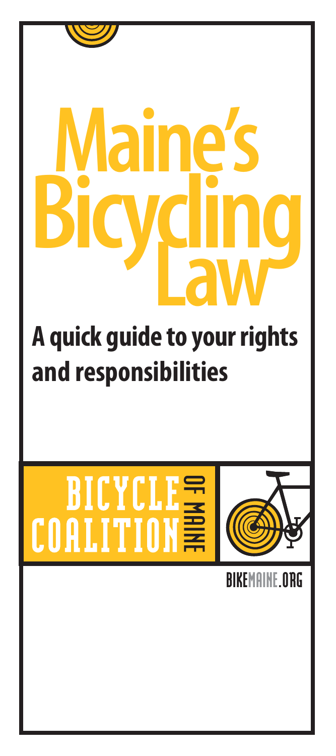# Maine's Bicycling Law

## A quick guide to your rights and responsibilities

BICYCLE COALITION OF MAINE

BIKEMAINE.ORG